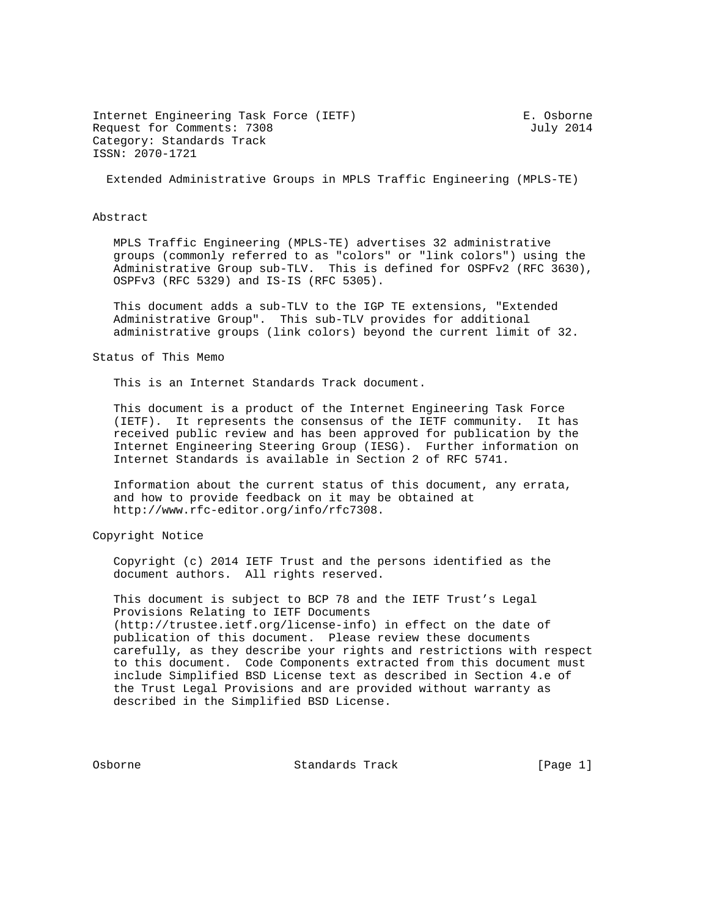Internet Engineering Task Force (IETF)  E. Osborne
Request for Comments: 7308  July 2014
Category: Standards Track
ISSN: 2070-1721

# Extended Administrative Groups in MPLS Traffic Engineering (MPLS-TE)

## Abstract

MPLS Traffic Engineering (MPLS-TE) advertises 32 administrative groups (commonly referred to as "colors" or "link colors") using the Administrative Group sub-TLV. This is defined for OSPFv2 (RFC 3630), OSPFv3 (RFC 5329) and IS-IS (RFC 5305).

This document adds a sub-TLV to the IGP TE extensions, "Extended Administrative Group". This sub-TLV provides for additional administrative groups (link colors) beyond the current limit of 32.

## Status of This Memo

This is an Internet Standards Track document.

This document is a product of the Internet Engineering Task Force (IETF). It represents the consensus of the IETF community. It has received public review and has been approved for publication by the Internet Engineering Steering Group (IESG). Further information on Internet Standards is available in Section 2 of RFC 5741.

Information about the current status of this document, any errata, and how to provide feedback on it may be obtained at http://www.rfc-editor.org/info/rfc7308.

## Copyright Notice

Copyright (c) 2014 IETF Trust and the persons identified as the document authors. All rights reserved.

This document is subject to BCP 78 and the IETF Trust's Legal Provisions Relating to IETF Documents (http://trustee.ietf.org/license-info) in effect on the date of publication of this document. Please review these documents carefully, as they describe your rights and restrictions with respect to this document. Code Components extracted from this document must include Simplified BSD License text as described in Section 4.e of the Trust Legal Provisions and are provided without warranty as described in the Simplified BSD License.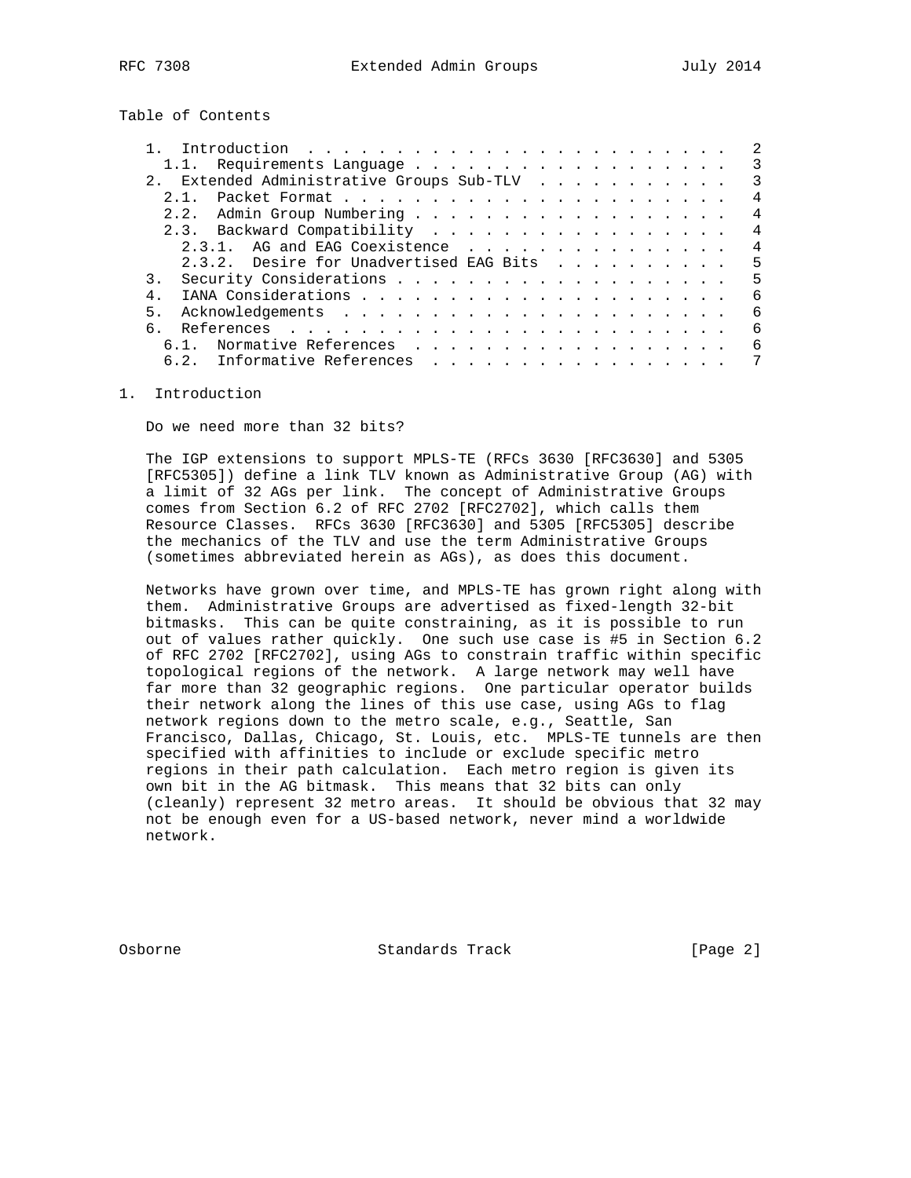Table of Contents

```
   1.  Introduction . . . . . . . . . . . . . . . . . . . . . . . .   2
     1.1.  Requirements Language . . . . . . . . . . . . . . . . . .   3
   2.  Extended Administrative Groups Sub-TLV . . . . . . . . . . .   3
     2.1.  Packet Format . . . . . . . . . . . . . . . . . . . . . .   4
     2.2.  Admin Group Numbering . . . . . . . . . . . . . . . . . .   4
     2.3.  Backward Compatibility  . . . . . . . . . . . . . . . . .   4
       2.3.1.  AG and EAG Coexistence  . . . . . . . . . . . . . . .   4
       2.3.2.  Desire for Unadvertised EAG Bits  . . . . . . . . . .   5
   3.  Security Considerations . . . . . . . . . . . . . . . . . . .   5
   4.  IANA Considerations . . . . . . . . . . . . . . . . . . . . .   6
   5.  Acknowledgements  . . . . . . . . . . . . . . . . . . . . . .   6
   6.  References  . . . . . . . . . . . . . . . . . . . . . . . . .   6
     6.1.  Normative References  . . . . . . . . . . . . . . . . . .   6
     6.2.  Informative References  . . . . . . . . . . . . . . . . .   7
```

# 1. Introduction

Do we need more than 32 bits?

The IGP extensions to support MPLS-TE (RFCs 3630 [RFC3630] and 5305 [RFC5305]) define a link TLV known as Administrative Group (AG) with a limit of 32 AGs per link. The concept of Administrative Groups comes from Section 6.2 of RFC 2702 [RFC2702], which calls them Resource Classes. RFCs 3630 [RFC3630] and 5305 [RFC5305] describe the mechanics of the TLV and use the term Administrative Groups (sometimes abbreviated herein as AGs), as does this document.

Networks have grown over time, and MPLS-TE has grown right along with them. Administrative Groups are advertised as fixed-length 32-bit bitmasks. This can be quite constraining, as it is possible to run out of values rather quickly. One such use case is #5 in Section 6.2 of RFC 2702 [RFC2702], using AGs to constrain traffic within specific topological regions of the network. A large network may well have far more than 32 geographic regions. One particular operator builds their network along the lines of this use case, using AGs to flag network regions down to the metro scale, e.g., Seattle, San Francisco, Dallas, Chicago, St. Louis, etc. MPLS-TE tunnels are then specified with affinities to include or exclude specific metro regions in their path calculation. Each metro region is given its own bit in the AG bitmask. This means that 32 bits can only (cleanly) represent 32 metro areas. It should be obvious that 32 may not be enough even for a US-based network, never mind a worldwide network.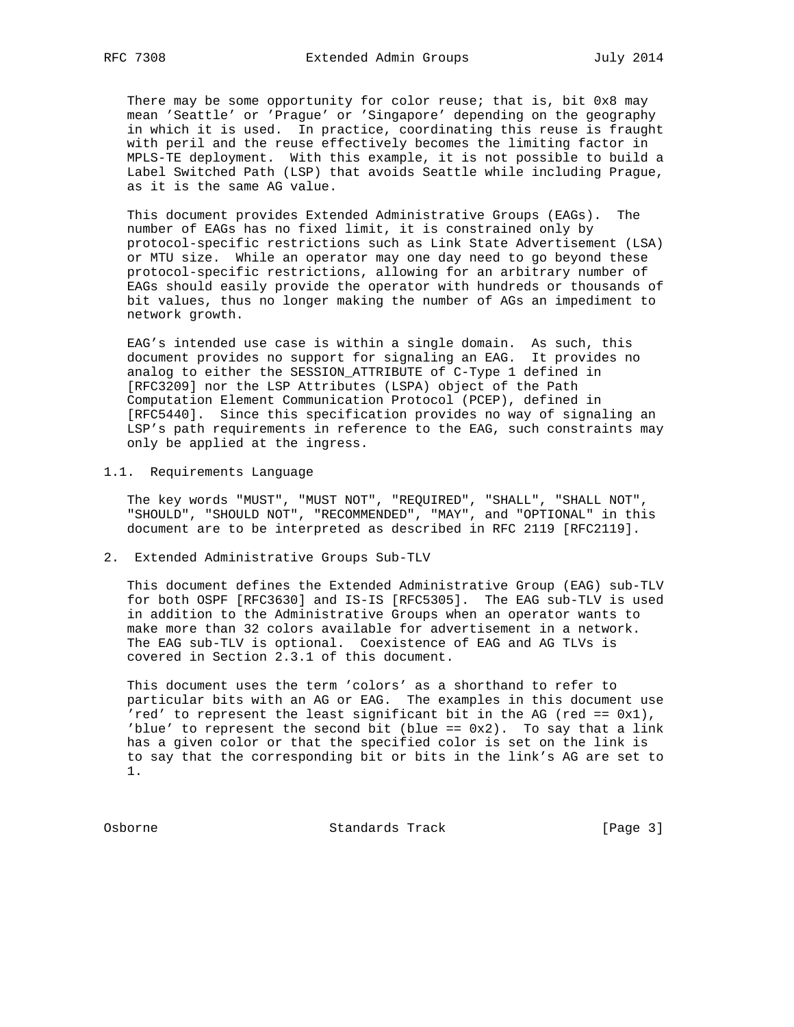There may be some opportunity for color reuse; that is, bit 0x8 may mean 'Seattle' or 'Prague' or 'Singapore' depending on the geography in which it is used. In practice, coordinating this reuse is fraught with peril and the reuse effectively becomes the limiting factor in MPLS-TE deployment. With this example, it is not possible to build a Label Switched Path (LSP) that avoids Seattle while including Prague, as it is the same AG value.

This document provides Extended Administrative Groups (EAGs). The number of EAGs has no fixed limit, it is constrained only by protocol-specific restrictions such as Link State Advertisement (LSA) or MTU size. While an operator may one day need to go beyond these protocol-specific restrictions, allowing for an arbitrary number of EAGs should easily provide the operator with hundreds or thousands of bit values, thus no longer making the number of AGs an impediment to network growth.

EAG's intended use case is within a single domain. As such, this document provides no support for signaling an EAG. It provides no analog to either the SESSION_ATTRIBUTE of C-Type 1 defined in [RFC3209] nor the LSP Attributes (LSPA) object of the Path Computation Element Communication Protocol (PCEP), defined in [RFC5440]. Since this specification provides no way of signaling an LSP's path requirements in reference to the EAG, such constraints may only be applied at the ingress.

### 1.1. Requirements Language

The key words "MUST", "MUST NOT", "REQUIRED", "SHALL", "SHALL NOT", "SHOULD", "SHOULD NOT", "RECOMMENDED", "MAY", and "OPTIONAL" in this document are to be interpreted as described in RFC 2119 [RFC2119].

## 2. Extended Administrative Groups Sub-TLV

This document defines the Extended Administrative Group (EAG) sub-TLV for both OSPF [RFC3630] and IS-IS [RFC5305]. The EAG sub-TLV is used in addition to the Administrative Groups when an operator wants to make more than 32 colors available for advertisement in a network. The EAG sub-TLV is optional. Coexistence of EAG and AG TLVs is covered in Section 2.3.1 of this document.

This document uses the term 'colors' as a shorthand to refer to particular bits with an AG or EAG. The examples in this document use 'red' to represent the least significant bit in the AG (red == 0x1), 'blue' to represent the second bit (blue == 0x2). To say that a link has a given color or that the specified color is set on the link is to say that the corresponding bit or bits in the link's AG are set to 1.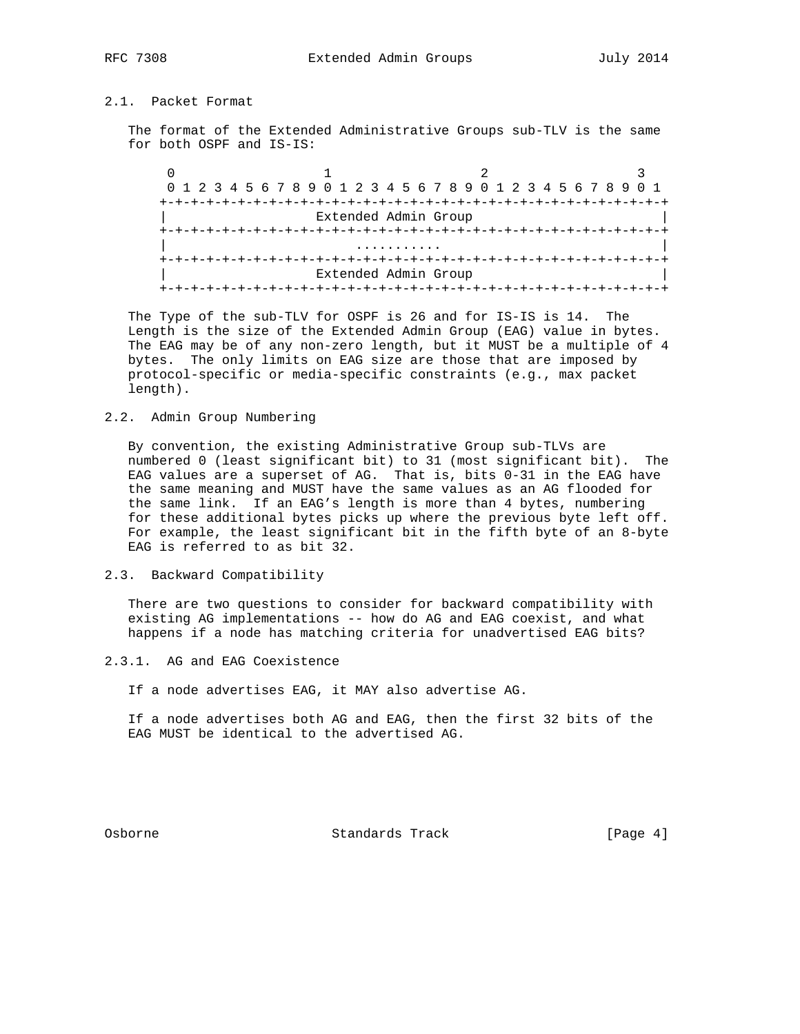### 2.1. Packet Format

The format of the Extended Administrative Groups sub-TLV is the same for both OSPF and IS-IS:

```
 0                   1                   2                   3
 0 1 2 3 4 5 6 7 8 9 0 1 2 3 4 5 6 7 8 9 0 1 2 3 4 5 6 7 8 9 0 1
+-+-+-+-+-+-+-+-+-+-+-+-+-+-+-+-+-+-+-+-+-+-+-+-+-+-+-+-+-+-+-+-+
|                    Extended Admin Group                       |
+-+-+-+-+-+-+-+-+-+-+-+-+-+-+-+-+-+-+-+-+-+-+-+-+-+-+-+-+-+-+-+-+
|                         ...........                           |
+-+-+-+-+-+-+-+-+-+-+-+-+-+-+-+-+-+-+-+-+-+-+-+-+-+-+-+-+-+-+-+-+
|                    Extended Admin Group                       |
+-+-+-+-+-+-+-+-+-+-+-+-+-+-+-+-+-+-+-+-+-+-+-+-+-+-+-+-+-+-+-+-+
```

The Type of the sub-TLV for OSPF is 26 and for IS-IS is 14. The Length is the size of the Extended Admin Group (EAG) value in bytes. The EAG may be of any non-zero length, but it MUST be a multiple of 4 bytes. The only limits on EAG size are those that are imposed by protocol-specific or media-specific constraints (e.g., max packet length).

### 2.2. Admin Group Numbering

By convention, the existing Administrative Group sub-TLVs are numbered 0 (least significant bit) to 31 (most significant bit). The EAG values are a superset of AG. That is, bits 0-31 in the EAG have the same meaning and MUST have the same values as an AG flooded for the same link. If an EAG's length is more than 4 bytes, numbering for these additional bytes picks up where the previous byte left off. For example, the least significant bit in the fifth byte of an 8-byte EAG is referred to as bit 32.

### 2.3. Backward Compatibility

There are two questions to consider for backward compatibility with existing AG implementations -- how do AG and EAG coexist, and what happens if a node has matching criteria for unadvertised EAG bits?

#### 2.3.1. AG and EAG Coexistence

If a node advertises EAG, it MAY also advertise AG.

If a node advertises both AG and EAG, then the first 32 bits of the EAG MUST be identical to the advertised AG.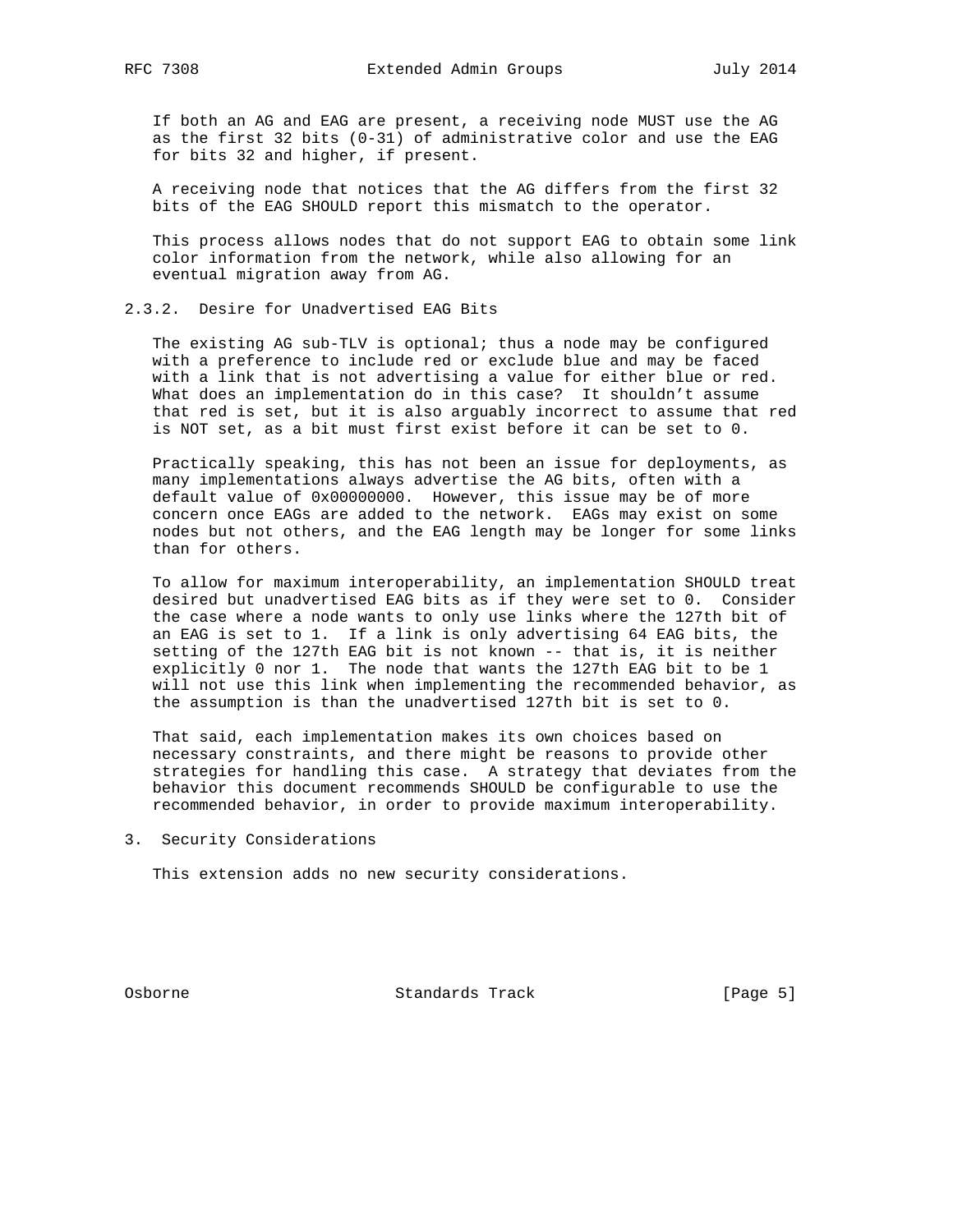If both an AG and EAG are present, a receiving node MUST use the AG as the first 32 bits (0-31) of administrative color and use the EAG for bits 32 and higher, if present.

A receiving node that notices that the AG differs from the first 32 bits of the EAG SHOULD report this mismatch to the operator.

This process allows nodes that do not support EAG to obtain some link color information from the network, while also allowing for an eventual migration away from AG.

### 2.3.2. Desire for Unadvertised EAG Bits

The existing AG sub-TLV is optional; thus a node may be configured with a preference to include red or exclude blue and may be faced with a link that is not advertising a value for either blue or red. What does an implementation do in this case? It shouldn't assume that red is set, but it is also arguably incorrect to assume that red is NOT set, as a bit must first exist before it can be set to 0.

Practically speaking, this has not been an issue for deployments, as many implementations always advertise the AG bits, often with a default value of 0x00000000. However, this issue may be of more concern once EAGs are added to the network. EAGs may exist on some nodes but not others, and the EAG length may be longer for some links than for others.

To allow for maximum interoperability, an implementation SHOULD treat desired but unadvertised EAG bits as if they were set to 0. Consider the case where a node wants to only use links where the 127th bit of an EAG is set to 1. If a link is only advertising 64 EAG bits, the setting of the 127th EAG bit is not known -- that is, it is neither explicitly 0 nor 1. The node that wants the 127th EAG bit to be 1 will not use this link when implementing the recommended behavior, as the assumption is than the unadvertised 127th bit is set to 0.

That said, each implementation makes its own choices based on necessary constraints, and there might be reasons to provide other strategies for handling this case. A strategy that deviates from the behavior this document recommends SHOULD be configurable to use the recommended behavior, in order to provide maximum interoperability.

## 3. Security Considerations

This extension adds no new security considerations.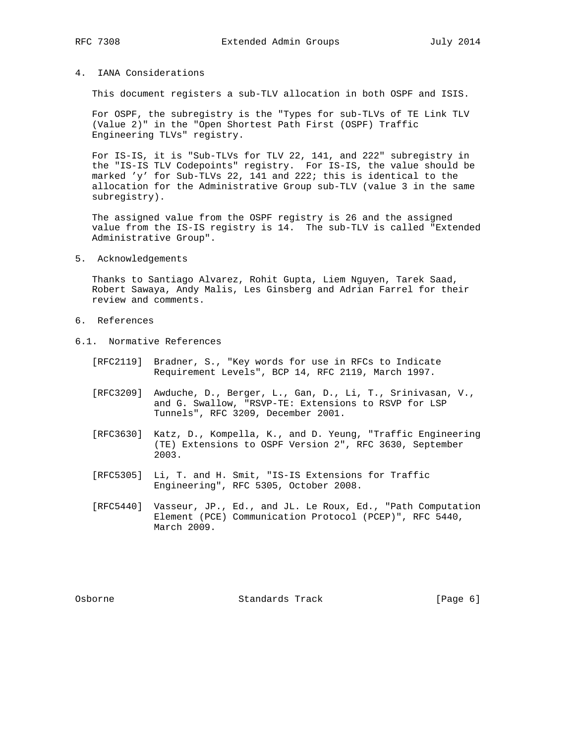## 4. IANA Considerations

This document registers a sub-TLV allocation in both OSPF and ISIS.

For OSPF, the subregistry is the "Types for sub-TLVs of TE Link TLV (Value 2)" in the "Open Shortest Path First (OSPF) Traffic Engineering TLVs" registry.

For IS-IS, it is "Sub-TLVs for TLV 22, 141, and 222" subregistry in the "IS-IS TLV Codepoints" registry. For IS-IS, the value should be marked 'y' for Sub-TLVs 22, 141 and 222; this is identical to the allocation for the Administrative Group sub-TLV (value 3 in the same subregistry).

The assigned value from the OSPF registry is 26 and the assigned value from the IS-IS registry is 14. The sub-TLV is called "Extended Administrative Group".

## 5. Acknowledgements

Thanks to Santiago Alvarez, Rohit Gupta, Liem Nguyen, Tarek Saad, Robert Sawaya, Andy Malis, Les Ginsberg and Adrian Farrel for their review and comments.

## 6. References

### 6.1. Normative References

[RFC2119] Bradner, S., "Key words for use in RFCs to Indicate Requirement Levels", BCP 14, RFC 2119, March 1997.

[RFC3209] Awduche, D., Berger, L., Gan, D., Li, T., Srinivasan, V., and G. Swallow, "RSVP-TE: Extensions to RSVP for LSP Tunnels", RFC 3209, December 2001.

[RFC3630] Katz, D., Kompella, K., and D. Yeung, "Traffic Engineering (TE) Extensions to OSPF Version 2", RFC 3630, September 2003.

[RFC5305] Li, T. and H. Smit, "IS-IS Extensions for Traffic Engineering", RFC 5305, October 2008.

[RFC5440] Vasseur, JP., Ed., and JL. Le Roux, Ed., "Path Computation Element (PCE) Communication Protocol (PCEP)", RFC 5440, March 2009.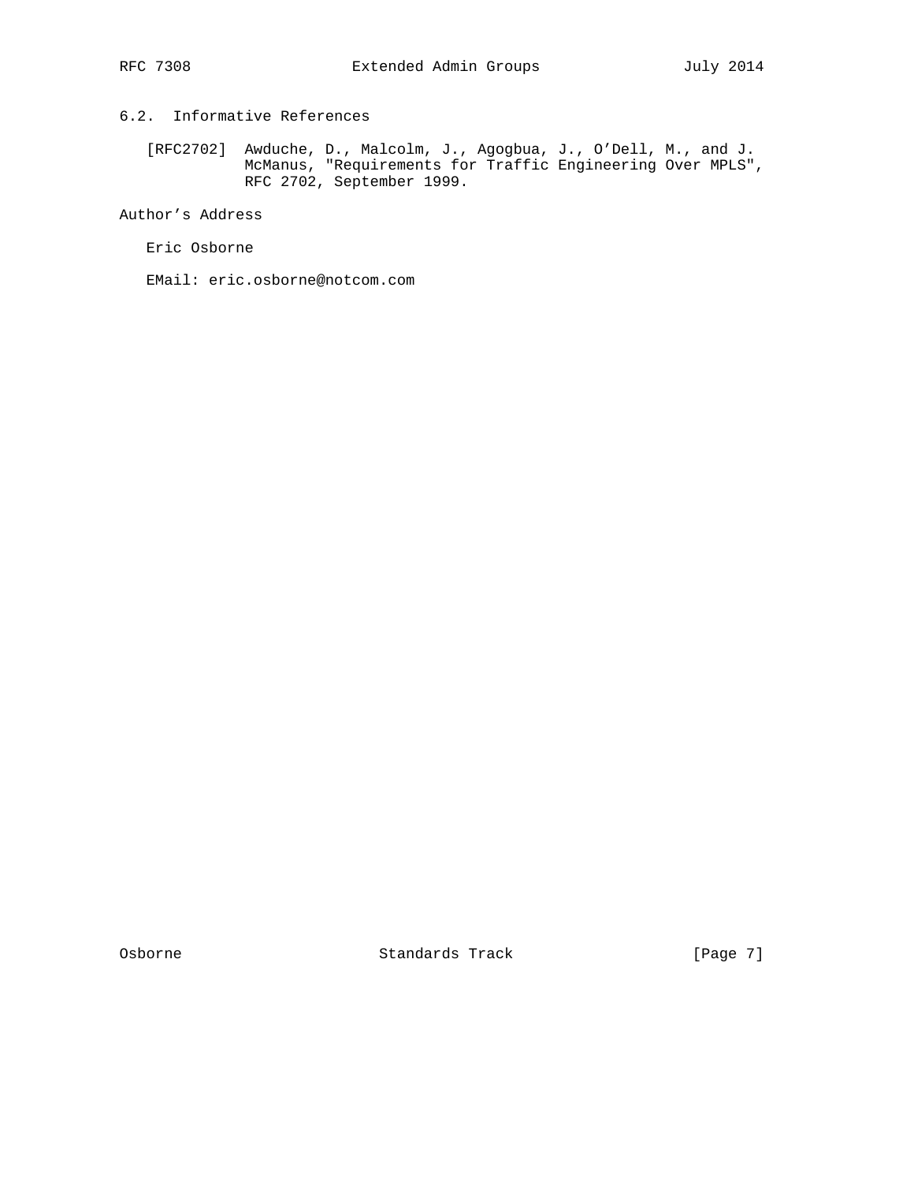### 6.2. Informative References

[RFC2702] Awduche, D., Malcolm, J., Agogbua, J., O'Dell, M., and J. McManus, "Requirements for Traffic Engineering Over MPLS", RFC 2702, September 1999.

## Author's Address

Eric Osborne

EMail: eric.osborne@notcom.com